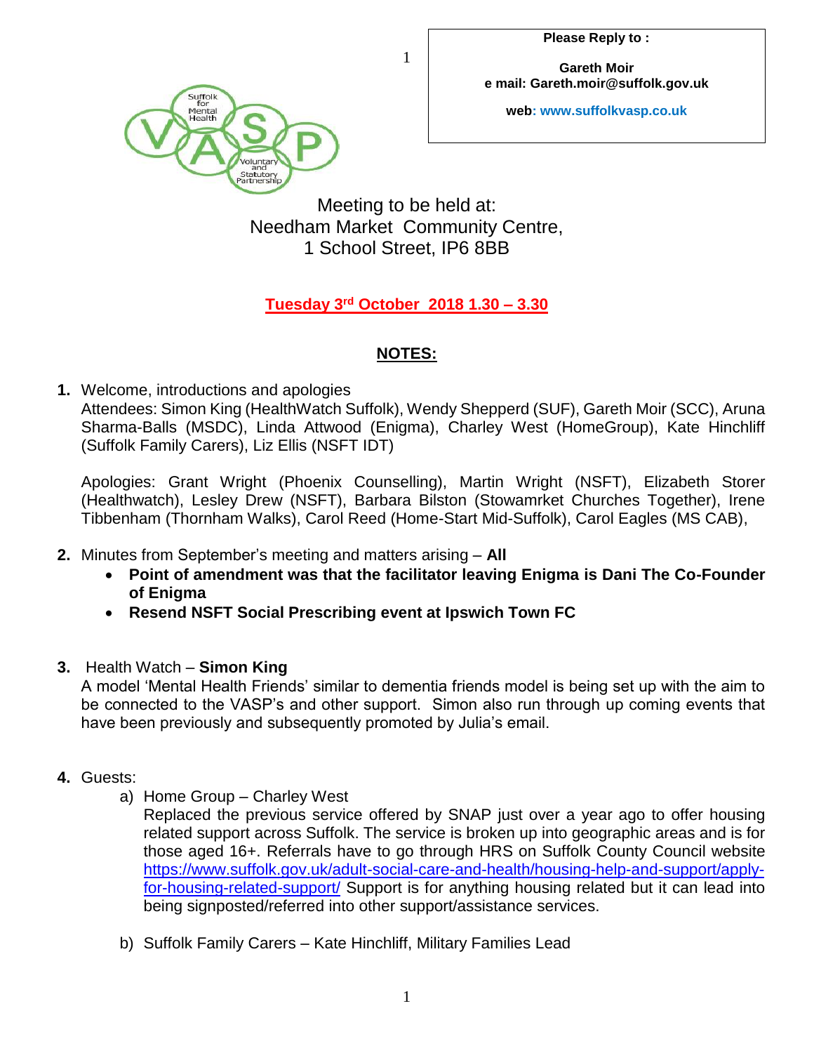**Please Reply to :**

**Gareth Moir**
**e mail: Gareth.moir@suffolk.gov.uk**

**web: www.suffolkvasp.co.uk**

Suffolk for Mental Health
VASP
Voluntary and Statutory Partnership

Meeting to be held at:
Needham Market Community Centre,
1 School Street, IP6 8BB

**Tuesday 3rd October 2018 1.30 – 3.30**

## NOTES:

1. Welcome, introductions and apologies
   Attendees: Simon King (HealthWatch Suffolk), Wendy Shepperd (SUF), Gareth Moir (SCC), Aruna Sharma-Balls (MSDC), Linda Attwood (Enigma), Charley West (HomeGroup), Kate Hinchliff (Suffolk Family Carers), Liz Ellis (NSFT IDT)

   Apologies: Grant Wright (Phoenix Counselling), Martin Wright (NSFT), Elizabeth Storer (Healthwatch), Lesley Drew (NSFT), Barbara Bilston (Stowamrket Churches Together), Irene Tibbenham (Thornham Walks), Carol Reed (Home-Start Mid-Suffolk), Carol Eagles (MS CAB),

2. Minutes from September's meeting and matters arising – **All**
   - **Point of amendment was that the facilitator leaving Enigma is Dani The Co-Founder of Enigma**
   - **Resend NSFT Social Prescribing event at Ipswich Town FC**

3. Health Watch – **Simon King**
   A model 'Mental Health Friends' similar to dementia friends model is being set up with the aim to be connected to the VASP's and other support. Simon also run through up coming events that have been previously and subsequently promoted by Julia's email.

4. Guests:
   a) Home Group – Charley West
      Replaced the previous service offered by SNAP just over a year ago to offer housing related support across Suffolk. The service is broken up into geographic areas and is for those aged 16+. Referrals have to go through HRS on Suffolk County Council website https://www.suffolk.gov.uk/adult-social-care-and-health/housing-help-and-support/apply-for-housing-related-support/ Support is for anything housing related but it can lead into being signposted/referred into other support/assistance services.

   b) Suffolk Family Carers – Kate Hinchliff, Military Families Lead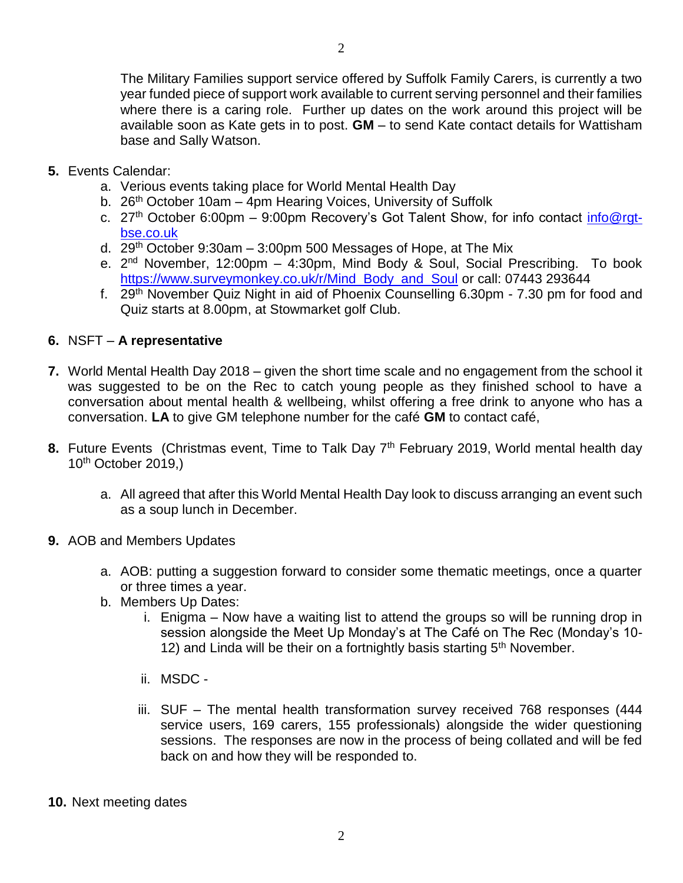The Military Families support service offered by Suffolk Family Carers, is currently a two year funded piece of support work available to current serving personnel and their families where there is a caring role. Further up dates on the work around this project will be available soon as Kate gets in to post. **GM** – to send Kate contact details for Wattisham base and Sally Watson.

5. Events Calendar:
   a. Verious events taking place for World Mental Health Day
   b. 26th October 10am – 4pm Hearing Voices, University of Suffolk
   c. 27th October 6:00pm – 9:00pm Recovery's Got Talent Show, for info contact info@rgt-bse.co.uk
   d. 29th October 9:30am – 3:00pm 500 Messages of Hope, at The Mix
   e. 2nd November, 12:00pm – 4:30pm, Mind Body & Soul, Social Prescribing. To book https://www.surveymonkey.co.uk/r/Mind_Body_and_Soul or call: 07443 293644
   f. 29th November Quiz Night in aid of Phoenix Counselling 6.30pm - 7.30 pm for food and Quiz starts at 8.00pm, at Stowmarket golf Club.

6. NSFT – **A representative**

7. World Mental Health Day 2018 – given the short time scale and no engagement from the school it was suggested to be on the Rec to catch young people as they finished school to have a conversation about mental health & wellbeing, whilst offering a free drink to anyone who has a conversation. **LA** to give GM telephone number for the café **GM** to contact café,

8. Future Events (Christmas event, Time to Talk Day 7th February 2019, World mental health day 10th October 2019,)

   a. All agreed that after this World Mental Health Day look to discuss arranging an event such as a soup lunch in December.

9. AOB and Members Updates

   a. AOB: putting a suggestion forward to consider some thematic meetings, once a quarter or three times a year.
   b. Members Up Dates:
      i. Enigma – Now have a waiting list to attend the groups so will be running drop in session alongside the Meet Up Monday's at The Café on The Rec (Monday's 10-12) and Linda will be their on a fortnightly basis starting 5th November.

      ii. MSDC -

      iii. SUF – The mental health transformation survey received 768 responses (444 service users, 169 carers, 155 professionals) alongside the wider questioning sessions. The responses are now in the process of being collated and will be fed back on and how they will be responded to.

10. Next meeting dates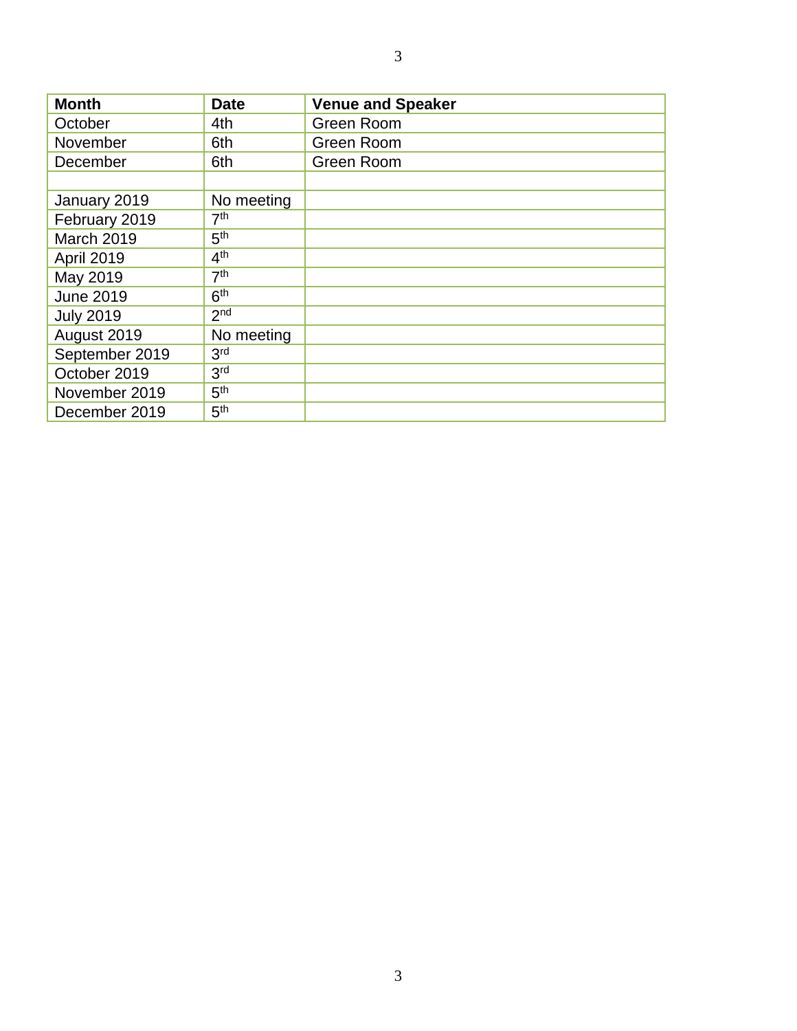| Month | Date | Venue and Speaker |
| --- | --- | --- |
| October | 4th | Green Room |
| November | 6th | Green Room |
| December | 6th | Green Room |
| | | |
| January 2019 | No meeting | |
| February 2019 | 7th | |
| March 2019 | 5th | |
| April 2019 | 4th | |
| May 2019 | 7th | |
| June 2019 | 6th | |
| July 2019 | 2nd | |
| August 2019 | No meeting | |
| September 2019 | 3rd | |
| October 2019 | 3rd | |
| November 2019 | 5th | |
| December 2019 | 5th | |